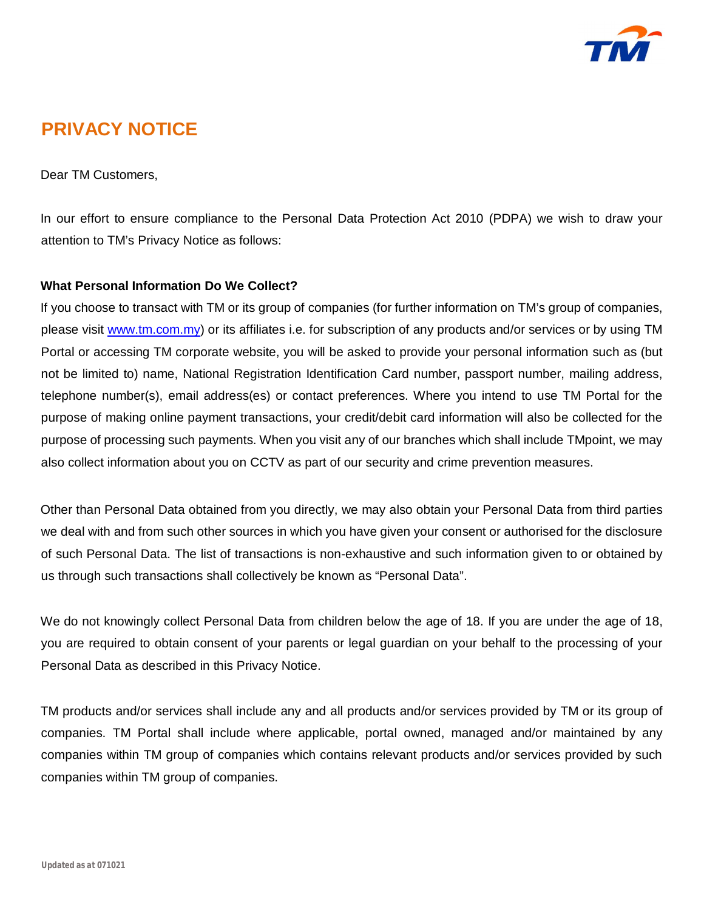# PRIVACY NOTICE

Dear TM Customers,

In our effort to ensure compliance to the Personal Data Protection Act 2010 (PDPA) we wish to draw your attention to TM's Privacy Notice as follows:

**What Personal Information Do We Collect?**

If you choose to transact with TM or its group of companies (for further information on TM's group of companies, please visit www.tm.com.my) or its affiliates i.e. for subscription of any products and/or services or by using TM Portal or accessing TM corporate website, you will be asked to provide your personal information such as (but not be limited to) name, National Registration Identification Card number, passport number, mailing address, telephone number(s), email address(es) or contact preferences. Where you intend to use TM Portal for the purpose of making online payment transactions, your credit/debit card information will also be collected for the purpose of processing such payments. When you visit any of our branches which shall include TMpoint, we may also collect information about you on CCTV as part of our security and crime prevention measures.

Other than Personal Data obtained from you directly, we may also obtain your Personal Data from third parties we deal with and from such other sources in which you have given your consent or authorised for the disclosure of such Personal Data. The list of transactions is non-exhaustive and such information given to or obtained by us through such transactions shall collectively be known as "Personal Data".

We do not knowingly collect Personal Data from children below the age of 18. If you are under the age of 18, you are required to obtain consent of your parents or legal guardian on your behalf to the processing of your Personal Data as described in this Privacy Notice.

TM products and/or services shall include any and all products and/or services provided by TM or its group of companies. TM Portal shall include where applicable, portal owned, managed and/or maintained by any companies within TM group of companies which contains relevant products and/or services provided by such companies within TM group of companies.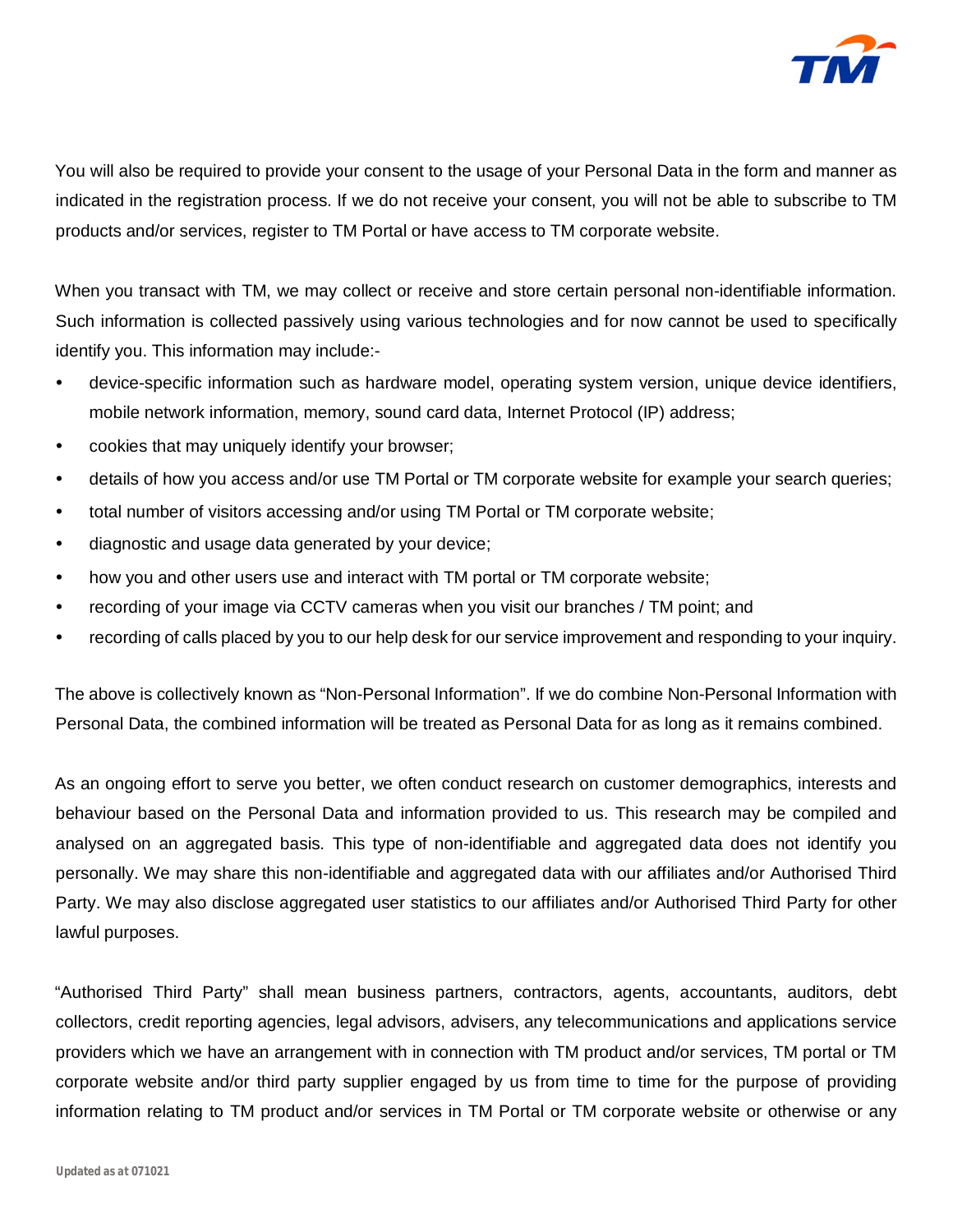You will also be required to provide your consent to the usage of your Personal Data in the form and manner as indicated in the registration process. If we do not receive your consent, you will not be able to subscribe to TM products and/or services, register to TM Portal or have access to TM corporate website.

When you transact with TM, we may collect or receive and store certain personal non-identifiable information. Such information is collected passively using various technologies and for now cannot be used to specifically identify you. This information may include:-

- device-specific information such as hardware model, operating system version, unique device identifiers, mobile network information, memory, sound card data, Internet Protocol (IP) address;
- cookies that may uniquely identify your browser;
- details of how you access and/or use TM Portal or TM corporate website for example your search queries;
- total number of visitors accessing and/or using TM Portal or TM corporate website;
- diagnostic and usage data generated by your device;
- how you and other users use and interact with TM portal or TM corporate website;
- recording of your image via CCTV cameras when you visit our branches / TM point; and
- recording of calls placed by you to our help desk for our service improvement and responding to your inquiry.

The above is collectively known as "Non-Personal Information". If we do combine Non-Personal Information with Personal Data, the combined information will be treated as Personal Data for as long as it remains combined.

As an ongoing effort to serve you better, we often conduct research on customer demographics, interests and behaviour based on the Personal Data and information provided to us. This research may be compiled and analysed on an aggregated basis. This type of non-identifiable and aggregated data does not identify you personally. We may share this non-identifiable and aggregated data with our affiliates and/or Authorised Third Party. We may also disclose aggregated user statistics to our affiliates and/or Authorised Third Party for other lawful purposes.

"Authorised Third Party" shall mean business partners, contractors, agents, accountants, auditors, debt collectors, credit reporting agencies, legal advisors, advisers, any telecommunications and applications service providers which we have an arrangement with in connection with TM product and/or services, TM portal or TM corporate website and/or third party supplier engaged by us from time to time for the purpose of providing information relating to TM product and/or services in TM Portal or TM corporate website or otherwise or any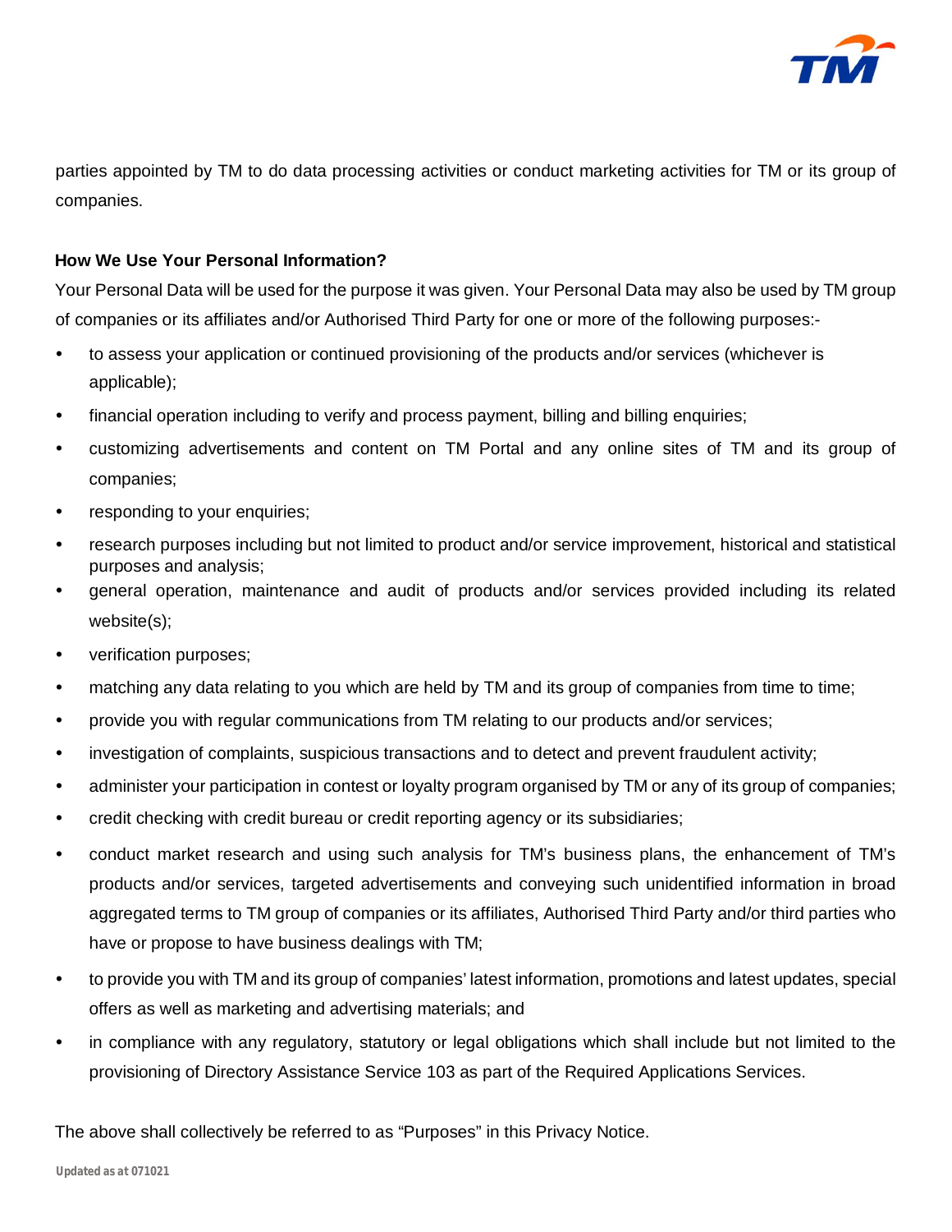parties appointed by TM to do data processing activities or conduct marketing activities for TM or its group of companies.

**How We Use Your Personal Information?**

Your Personal Data will be used for the purpose it was given. Your Personal Data may also be used by TM group of companies or its affiliates and/or Authorised Third Party for one or more of the following purposes:-

- to assess your application or continued provisioning of the products and/or services (whichever is applicable);
- financial operation including to verify and process payment, billing and billing enquiries;
- customizing advertisements and content on TM Portal and any online sites of TM and its group of companies;
- responding to your enquiries;
- research purposes including but not limited to product and/or service improvement, historical and statistical purposes and analysis;
- general operation, maintenance and audit of products and/or services provided including its related website(s);
- verification purposes;
- matching any data relating to you which are held by TM and its group of companies from time to time;
- provide you with regular communications from TM relating to our products and/or services;
- investigation of complaints, suspicious transactions and to detect and prevent fraudulent activity;
- administer your participation in contest or loyalty program organised by TM or any of its group of companies;
- credit checking with credit bureau or credit reporting agency or its subsidiaries;
- conduct market research and using such analysis for TM's business plans, the enhancement of TM's products and/or services, targeted advertisements and conveying such unidentified information in broad aggregated terms to TM group of companies or its affiliates, Authorised Third Party and/or third parties who have or propose to have business dealings with TM;
- to provide you with TM and its group of companies' latest information, promotions and latest updates, special offers as well as marketing and advertising materials; and
- in compliance with any regulatory, statutory or legal obligations which shall include but not limited to the provisioning of Directory Assistance Service 103 as part of the Required Applications Services.

The above shall collectively be referred to as "Purposes" in this Privacy Notice.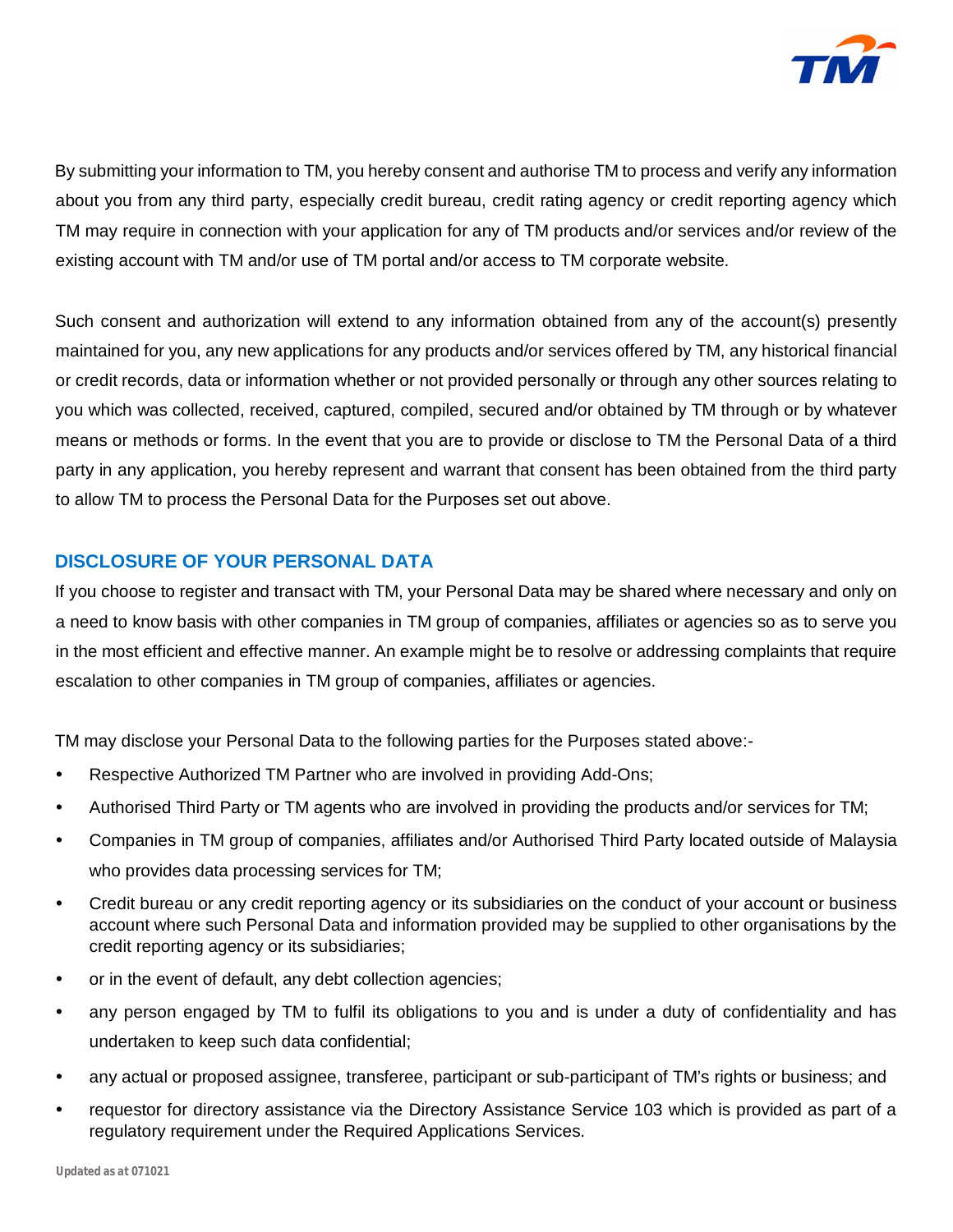By submitting your information to TM, you hereby consent and authorise TM to process and verify any information about you from any third party, especially credit bureau, credit rating agency or credit reporting agency which TM may require in connection with your application for any of TM products and/or services and/or review of the existing account with TM and/or use of TM portal and/or access to TM corporate website.

Such consent and authorization will extend to any information obtained from any of the account(s) presently maintained for you, any new applications for any products and/or services offered by TM, any historical financial or credit records, data or information whether or not provided personally or through any other sources relating to you which was collected, received, captured, compiled, secured and/or obtained by TM through or by whatever means or methods or forms. In the event that you are to provide or disclose to TM the Personal Data of a third party in any application, you hereby represent and warrant that consent has been obtained from the third party to allow TM to process the Personal Data for the Purposes set out above.

## DISCLOSURE OF YOUR PERSONAL DATA

If you choose to register and transact with TM, your Personal Data may be shared where necessary and only on a need to know basis with other companies in TM group of companies, affiliates or agencies so as to serve you in the most efficient and effective manner. An example might be to resolve or addressing complaints that require escalation to other companies in TM group of companies, affiliates or agencies.

TM may disclose your Personal Data to the following parties for the Purposes stated above:-

- Respective Authorized TM Partner who are involved in providing Add-Ons;
- Authorised Third Party or TM agents who are involved in providing the products and/or services for TM;
- Companies in TM group of companies, affiliates and/or Authorised Third Party located outside of Malaysia who provides data processing services for TM;
- Credit bureau or any credit reporting agency or its subsidiaries on the conduct of your account or business account where such Personal Data and information provided may be supplied to other organisations by the credit reporting agency or its subsidiaries;
- or in the event of default, any debt collection agencies;
- any person engaged by TM to fulfil its obligations to you and is under a duty of confidentiality and has undertaken to keep such data confidential;
- any actual or proposed assignee, transferee, participant or sub-participant of TM's rights or business; and
- requestor for directory assistance via the Directory Assistance Service 103 which is provided as part of a regulatory requirement under the Required Applications Services.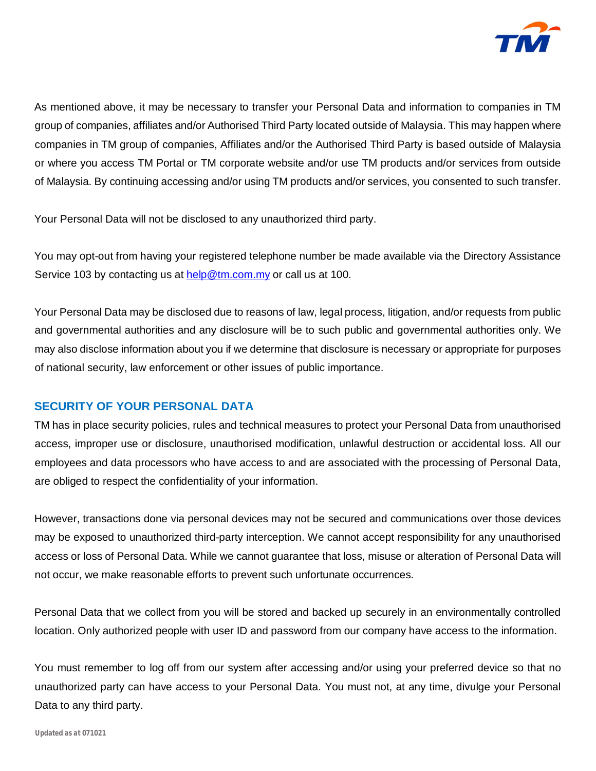As mentioned above, it may be necessary to transfer your Personal Data and information to companies in TM group of companies, affiliates and/or Authorised Third Party located outside of Malaysia. This may happen where companies in TM group of companies, Affiliates and/or the Authorised Third Party is based outside of Malaysia or where you access TM Portal or TM corporate website and/or use TM products and/or services from outside of Malaysia. By continuing accessing and/or using TM products and/or services, you consented to such transfer.

Your Personal Data will not be disclosed to any unauthorized third party.

You may opt-out from having your registered telephone number be made available via the Directory Assistance Service 103 by contacting us at help@tm.com.my or call us at 100.

Your Personal Data may be disclosed due to reasons of law, legal process, litigation, and/or requests from public and governmental authorities and any disclosure will be to such public and governmental authorities only. We may also disclose information about you if we determine that disclosure is necessary or appropriate for purposes of national security, law enforcement or other issues of public importance.

## SECURITY OF YOUR PERSONAL DATA

TM has in place security policies, rules and technical measures to protect your Personal Data from unauthorised access, improper use or disclosure, unauthorised modification, unlawful destruction or accidental loss. All our employees and data processors who have access to and are associated with the processing of Personal Data, are obliged to respect the confidentiality of your information.

However, transactions done via personal devices may not be secured and communications over those devices may be exposed to unauthorized third-party interception. We cannot accept responsibility for any unauthorised access or loss of Personal Data. While we cannot guarantee that loss, misuse or alteration of Personal Data will not occur, we make reasonable efforts to prevent such unfortunate occurrences.

Personal Data that we collect from you will be stored and backed up securely in an environmentally controlled location. Only authorized people with user ID and password from our company have access to the information.

You must remember to log off from our system after accessing and/or using your preferred device so that no unauthorized party can have access to your Personal Data. You must not, at any time, divulge your Personal Data to any third party.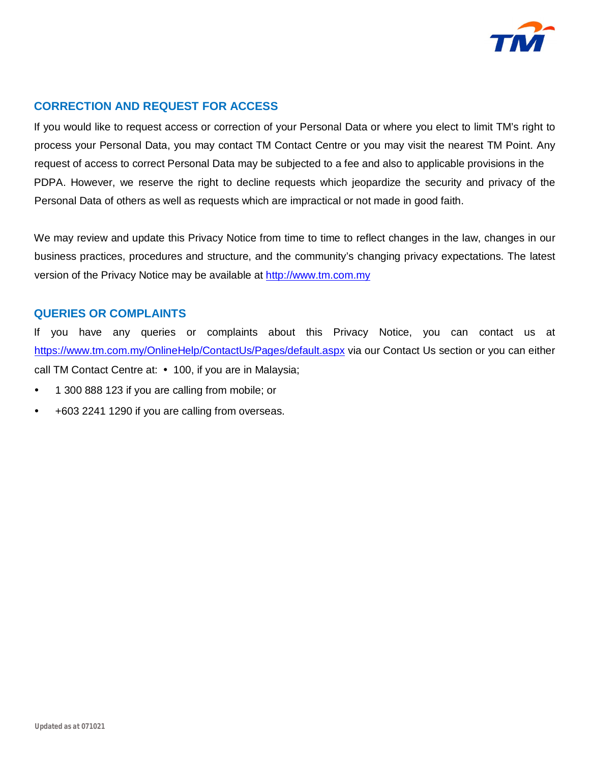## CORRECTION AND REQUEST FOR ACCESS

If you would like to request access or correction of your Personal Data or where you elect to limit TM's right to process your Personal Data, you may contact TM Contact Centre or you may visit the nearest TM Point. Any request of access to correct Personal Data may be subjected to a fee and also to applicable provisions in the PDPA. However, we reserve the right to decline requests which jeopardize the security and privacy of the Personal Data of others as well as requests which are impractical or not made in good faith.

We may review and update this Privacy Notice from time to time to reflect changes in the law, changes in our business practices, procedures and structure, and the community's changing privacy expectations. The latest version of the Privacy Notice may be available at http://www.tm.com.my

## QUERIES OR COMPLAINTS

If you have any queries or complaints about this Privacy Notice, you can contact us at https://www.tm.com.my/OnlineHelp/ContactUs/Pages/default.aspx via our Contact Us section or you can either call TM Contact Centre at:

- 100, if you are in Malaysia;
- 1 300 888 123 if you are calling from mobile; or
- +603 2241 1290 if you are calling from overseas.

Updated as at 071021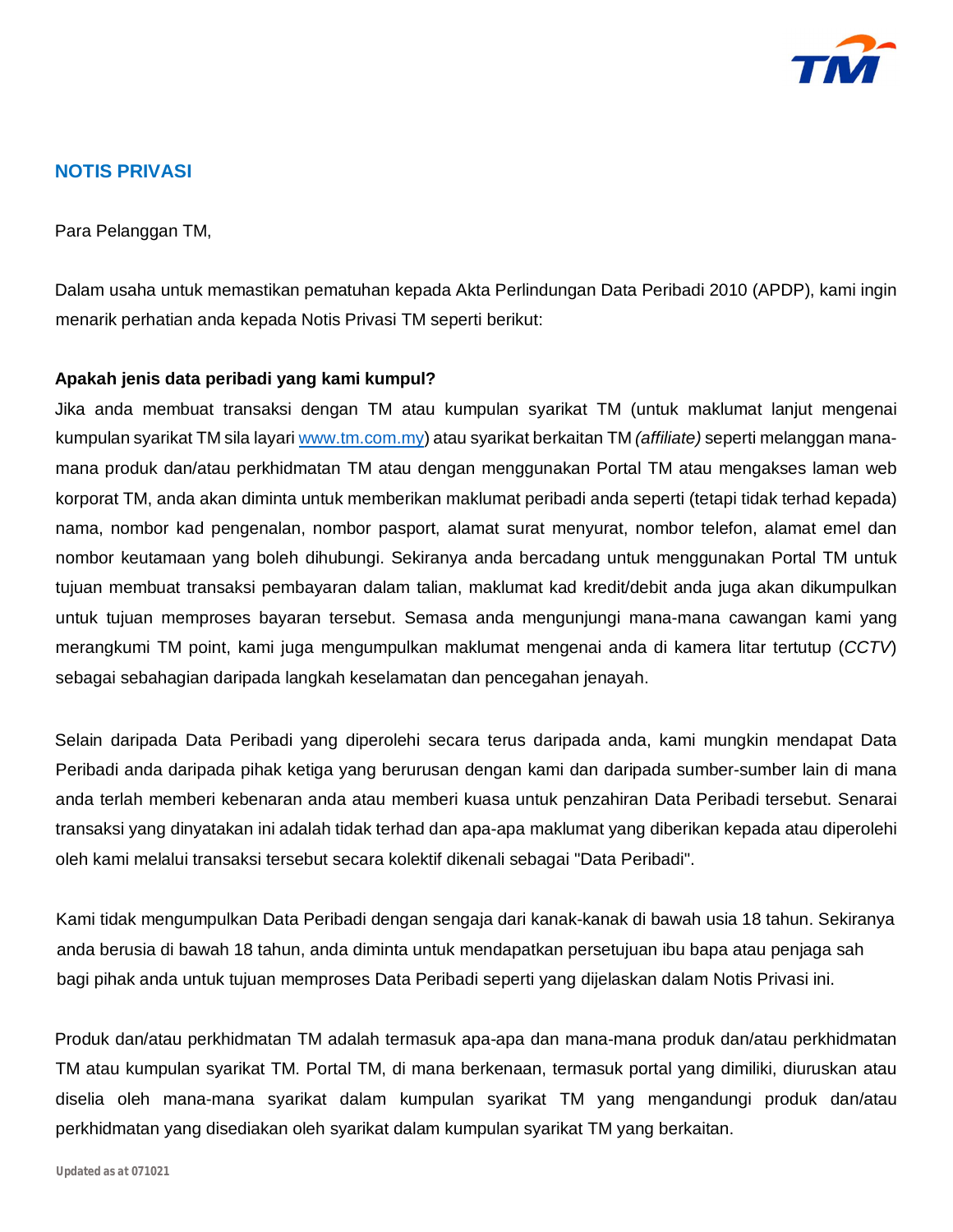## NOTIS PRIVASI

Para Pelanggan TM,

Dalam usaha untuk memastikan pematuhan kepada Akta Perlindungan Data Peribadi 2010 (APDP), kami ingin menarik perhatian anda kepada Notis Privasi TM seperti berikut:

**Apakah jenis data peribadi yang kami kumpul?**

Jika anda membuat transaksi dengan TM atau kumpulan syarikat TM (untuk maklumat lanjut mengenai kumpulan syarikat TM sila layari [www.tm.com.my](http://www.tm.com.my)) atau syarikat berkaitan TM *(affiliate)* seperti melanggan mana-mana produk dan/atau perkhidmatan TM atau dengan menggunakan Portal TM atau mengakses laman web korporat TM, anda akan diminta untuk memberikan maklumat peribadi anda seperti (tetapi tidak terhad kepada) nama, nombor kad pengenalan, nombor pasport, alamat surat menyurat, nombor telefon, alamat emel dan nombor keutamaan yang boleh dihubungi. Sekiranya anda bercadang untuk menggunakan Portal TM untuk tujuan membuat transaksi pembayaran dalam talian, maklumat kad kredit/debit anda juga akan dikumpulkan untuk tujuan memproses bayaran tersebut. Semasa anda mengunjungi mana-mana cawangan kami yang merangkumi TM point, kami juga mengumpulkan maklumat mengenai anda di kamera litar tertutup (*CCTV*) sebagai sebahagian daripada langkah keselamatan dan pencegahan jenayah.

Selain daripada Data Peribadi yang diperolehi secara terus daripada anda, kami mungkin mendapat Data Peribadi anda daripada pihak ketiga yang berurusan dengan kami dan daripada sumber-sumber lain di mana anda terlah memberi kebenaran anda atau memberi kuasa untuk penzahiran Data Peribadi tersebut. Senarai transaksi yang dinyatakan ini adalah tidak terhad dan apa-apa maklumat yang diberikan kepada atau diperolehi oleh kami melalui transaksi tersebut secara kolektif dikenali sebagai "Data Peribadi".

Kami tidak mengumpulkan Data Peribadi dengan sengaja dari kanak-kanak di bawah usia 18 tahun. Sekiranya anda berusia di bawah 18 tahun, anda diminta untuk mendapatkan persetujuan ibu bapa atau penjaga sah bagi pihak anda untuk tujuan memproses Data Peribadi seperti yang dijelaskan dalam Notis Privasi ini.

Produk dan/atau perkhidmatan TM adalah termasuk apa-apa dan mana-mana produk dan/atau perkhidmatan TM atau kumpulan syarikat TM. Portal TM, di mana berkenaan, termasuk portal yang dimiliki, diuruskan atau diselia oleh mana-mana syarikat dalam kumpulan syarikat TM yang mengandungi produk dan/atau perkhidmatan yang disediakan oleh syarikat dalam kumpulan syarikat TM yang berkaitan.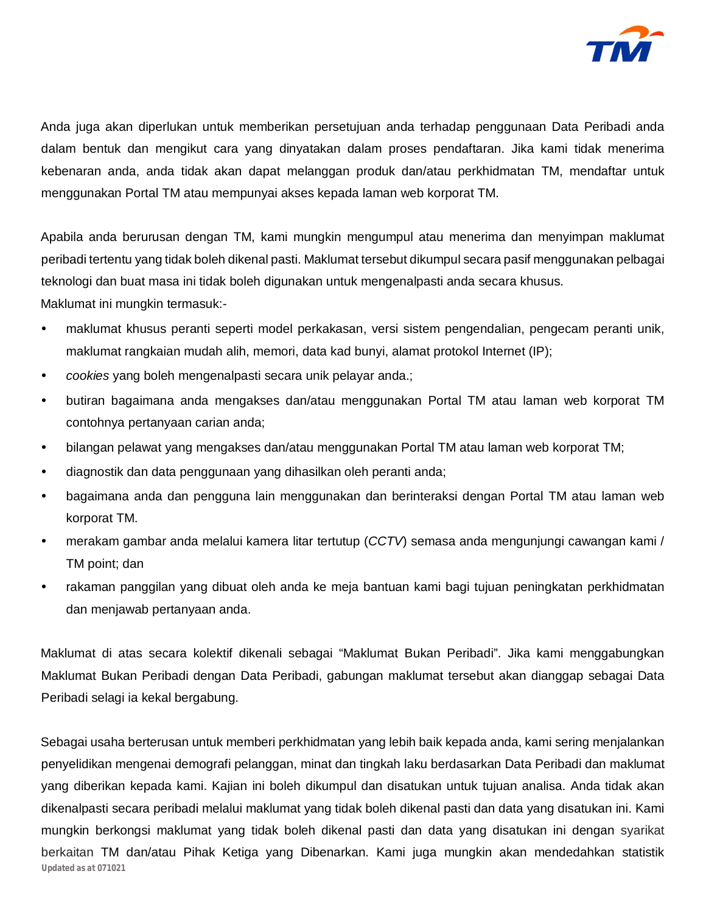Anda juga akan diperlukan untuk memberikan persetujuan anda terhadap penggunaan Data Peribadi anda dalam bentuk dan mengikut cara yang dinyatakan dalam proses pendaftaran. Jika kami tidak menerima kebenaran anda, anda tidak akan dapat melanggan produk dan/atau perkhidmatan TM, mendaftar untuk menggunakan Portal TM atau mempunyai akses kepada laman web korporat TM.

Apabila anda berurusan dengan TM, kami mungkin mengumpul atau menerima dan menyimpan maklumat peribadi tertentu yang tidak boleh dikenal pasti. Maklumat tersebut dikumpul secara pasif menggunakan pelbagai teknologi dan buat masa ini tidak boleh digunakan untuk mengenalpasti anda secara khusus.
Maklumat ini mungkin termasuk:-

- maklumat khusus peranti seperti model perkakasan, versi sistem pengendalian, pengecam peranti unik, maklumat rangkaian mudah alih, memori, data kad bunyi, alamat protokol Internet (IP);
- *cookies* yang boleh mengenalpasti secara unik pelayar anda.;
- butiran bagaimana anda mengakses dan/atau menggunakan Portal TM atau laman web korporat TM contohnya pertanyaan carian anda;
- bilangan pelawat yang mengakses dan/atau menggunakan Portal TM atau laman web korporat TM;
- diagnostik dan data penggunaan yang dihasilkan oleh peranti anda;
- bagaimana anda dan pengguna lain menggunakan dan berinteraksi dengan Portal TM atau laman web korporat TM.
- merakam gambar anda melalui kamera litar tertutup (*CCTV*) semasa anda mengunjungi cawangan kami / TM point; dan
- rakaman panggilan yang dibuat oleh anda ke meja bantuan kami bagi tujuan peningkatan perkhidmatan dan menjawab pertanyaan anda.

Maklumat di atas secara kolektif dikenali sebagai “Maklumat Bukan Peribadi”. Jika kami menggabungkan Maklumat Bukan Peribadi dengan Data Peribadi, gabungan maklumat tersebut akan dianggap sebagai Data Peribadi selagi ia kekal bergabung.

Sebagai usaha berterusan untuk memberi perkhidmatan yang lebih baik kepada anda, kami sering menjalankan penyelidikan mengenai demografi pelanggan, minat dan tingkah laku berdasarkan Data Peribadi dan maklumat yang diberikan kepada kami. Kajian ini boleh dikumpul dan disatukan untuk tujuan analisa. Anda tidak akan dikenalpasti secara peribadi melalui maklumat yang tidak boleh dikenal pasti dan data yang disatukan ini. Kami mungkin berkongsi maklumat yang tidak boleh dikenal pasti dan data yang disatukan ini dengan syarikat berkaitan TM dan/atau Pihak Ketiga yang Dibenarkan. Kami juga mungkin akan mendedahkan statistik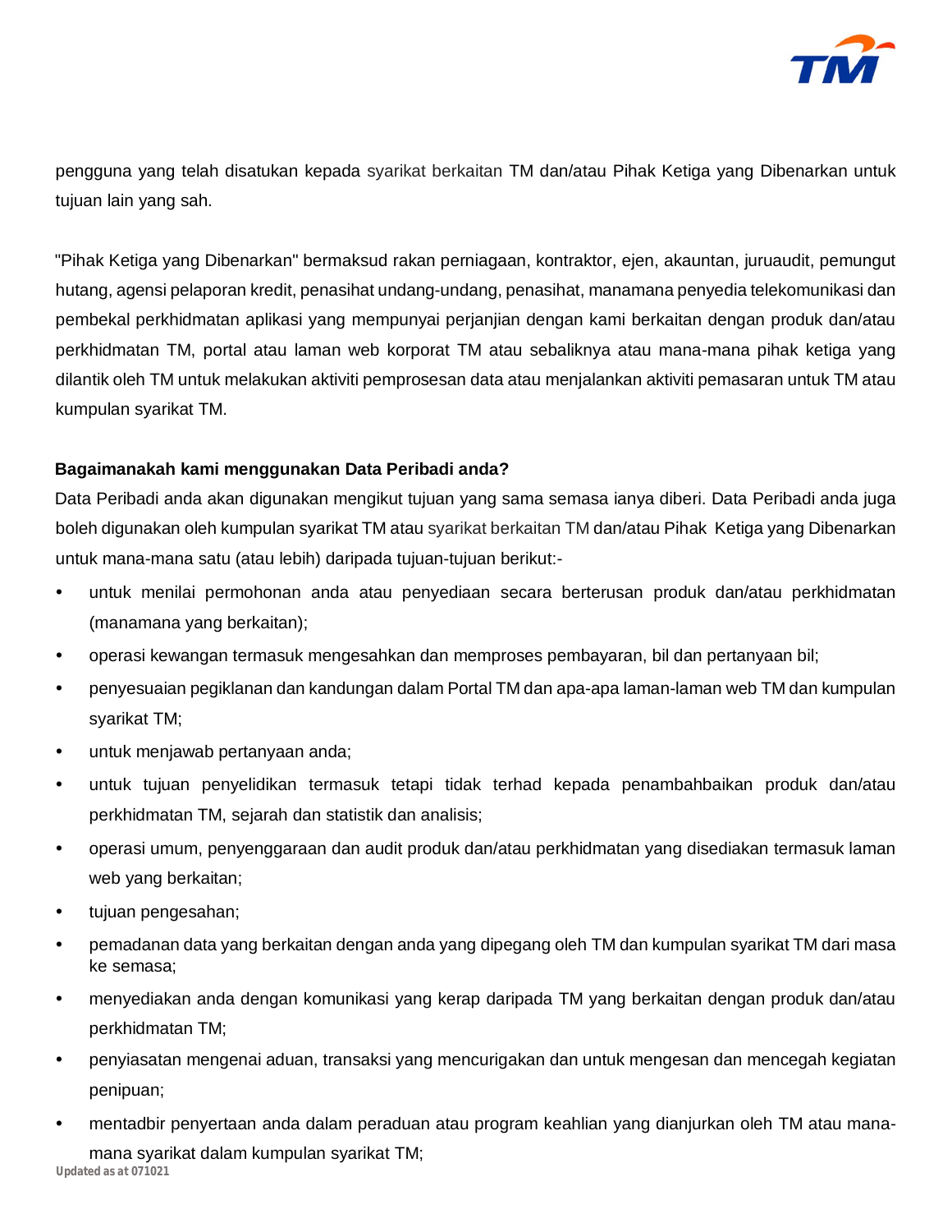pengguna yang telah disatukan kepada syarikat berkaitan TM dan/atau Pihak Ketiga yang Dibenarkan untuk tujuan lain yang sah.

"Pihak Ketiga yang Dibenarkan" bermaksud rakan perniagaan, kontraktor, ejen, akauntan, juruaudit, pemungut hutang, agensi pelaporan kredit, penasihat undang-undang, penasihat, manamana penyedia telekomunikasi dan pembekal perkhidmatan aplikasi yang mempunyai perjanjian dengan kami berkaitan dengan produk dan/atau perkhidmatan TM, portal atau laman web korporat TM atau sebaliknya atau mana-mana pihak ketiga yang dilantik oleh TM untuk melakukan aktiviti pemprosesan data atau menjalankan aktiviti pemasaran untuk TM atau kumpulan syarikat TM.

**Bagaimanakah kami menggunakan Data Peribadi anda?**

Data Peribadi anda akan digunakan mengikut tujuan yang sama semasa ianya diberi. Data Peribadi anda juga boleh digunakan oleh kumpulan syarikat TM atau syarikat berkaitan TM dan/atau Pihak Ketiga yang Dibenarkan untuk mana-mana satu (atau lebih) daripada tujuan-tujuan berikut:-

- untuk menilai permohonan anda atau penyediaan secara berterusan produk dan/atau perkhidmatan (manamana yang berkaitan);
- operasi kewangan termasuk mengesahkan dan memproses pembayaran, bil dan pertanyaan bil;
- penyesuaian pegiklanan dan kandungan dalam Portal TM dan apa-apa laman-laman web TM dan kumpulan syarikat TM;
- untuk menjawab pertanyaan anda;
- untuk tujuan penyelidikan termasuk tetapi tidak terhad kepada penambahbaikan produk dan/atau perkhidmatan TM, sejarah dan statistik dan analisis;
- operasi umum, penyenggaraan dan audit produk dan/atau perkhidmatan yang disediakan termasuk laman web yang berkaitan;
- tujuan pengesahan;
- pemadanan data yang berkaitan dengan anda yang dipegang oleh TM dan kumpulan syarikat TM dari masa ke semasa;
- menyediakan anda dengan komunikasi yang kerap daripada TM yang berkaitan dengan produk dan/atau perkhidmatan TM;
- penyiasatan mengenai aduan, transaksi yang mencurigakan dan untuk mengesan dan mencegah kegiatan penipuan;
- mentadbir penyertaan anda dalam peraduan atau program keahlian yang dianjurkan oleh TM atau mana-mana syarikat dalam kumpulan syarikat TM;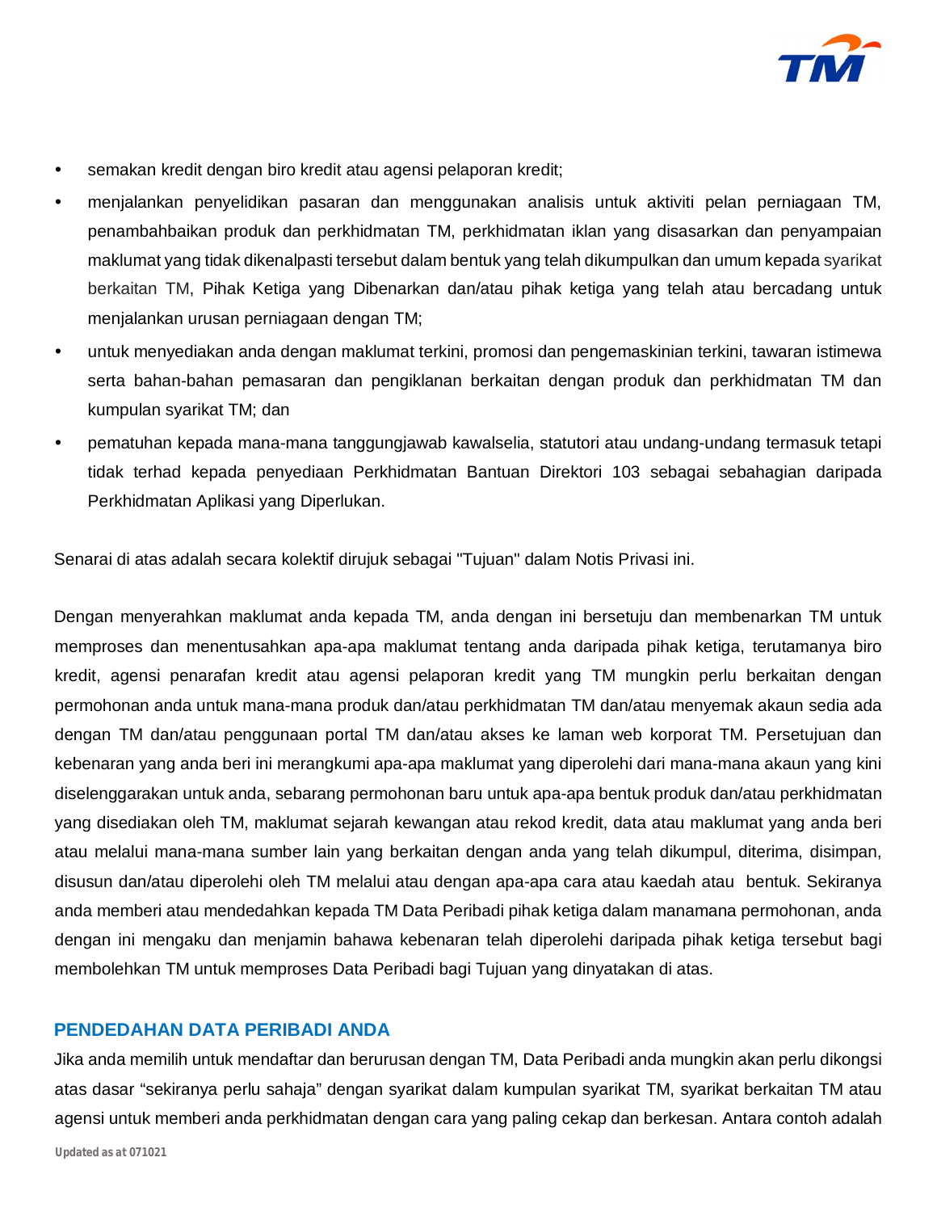- semakan kredit dengan biro kredit atau agensi pelaporan kredit;
- menjalankan penyelidikan pasaran dan menggunakan analisis untuk aktiviti pelan perniagaan TM, penambahbaikan produk dan perkhidmatan TM, perkhidmatan iklan yang disasarkan dan penyampaian maklumat yang tidak dikenalpasti tersebut dalam bentuk yang telah dikumpulkan dan umum kepada syarikat berkaitan TM, Pihak Ketiga yang Dibenarkan dan/atau pihak ketiga yang telah atau bercadang untuk menjalankan urusan perniagaan dengan TM;
- untuk menyediakan anda dengan maklumat terkini, promosi dan pengemaskinian terkini, tawaran istimewa serta bahan-bahan pemasaran dan pengiklanan berkaitan dengan produk dan perkhidmatan TM dan kumpulan syarikat TM; dan
- pematuhan kepada mana-mana tanggungjawab kawalselia, statutori atau undang-undang termasuk tetapi tidak terhad kepada penyediaan Perkhidmatan Bantuan Direktori 103 sebagai sebahagian daripada Perkhidmatan Aplikasi yang Diperlukan.

Senarai di atas adalah secara kolektif dirujuk sebagai "Tujuan" dalam Notis Privasi ini.

Dengan menyerahkan maklumat anda kepada TM, anda dengan ini bersetuju dan membenarkan TM untuk memproses dan menentusahkan apa-apa maklumat tentang anda daripada pihak ketiga, terutamanya biro kredit, agensi penarafan kredit atau agensi pelaporan kredit yang TM mungkin perlu berkaitan dengan permohonan anda untuk mana-mana produk dan/atau perkhidmatan TM dan/atau menyemak akaun sedia ada dengan TM dan/atau penggunaan portal TM dan/atau akses ke laman web korporat TM. Persetujuan dan kebenaran yang anda beri ini merangkumi apa-apa maklumat yang diperolehi dari mana-mana akaun yang kini diselenggarakan untuk anda, sebarang permohonan baru untuk apa-apa bentuk produk dan/atau perkhidmatan yang disediakan oleh TM, maklumat sejarah kewangan atau rekod kredit, data atau maklumat yang anda beri atau melalui mana-mana sumber lain yang berkaitan dengan anda yang telah dikumpul, diterima, disimpan, disusun dan/atau diperolehi oleh TM melalui atau dengan apa-apa cara atau kaedah atau bentuk. Sekiranya anda memberi atau mendedahkan kepada TM Data Peribadi pihak ketiga dalam manamana permohonan, anda dengan ini mengaku dan menjamin bahawa kebenaran telah diperolehi daripada pihak ketiga tersebut bagi membolehkan TM untuk memproses Data Peribadi bagi Tujuan yang dinyatakan di atas.

## PENDEDAHAN DATA PERIBADI ANDA

Jika anda memilih untuk mendaftar dan berurusan dengan TM, Data Peribadi anda mungkin akan perlu dikongsi atas dasar "sekiranya perlu sahaja" dengan syarikat dalam kumpulan syarikat TM, syarikat berkaitan TM atau agensi untuk memberi anda perkhidmatan dengan cara yang paling cekap dan berkesan. Antara contoh adalah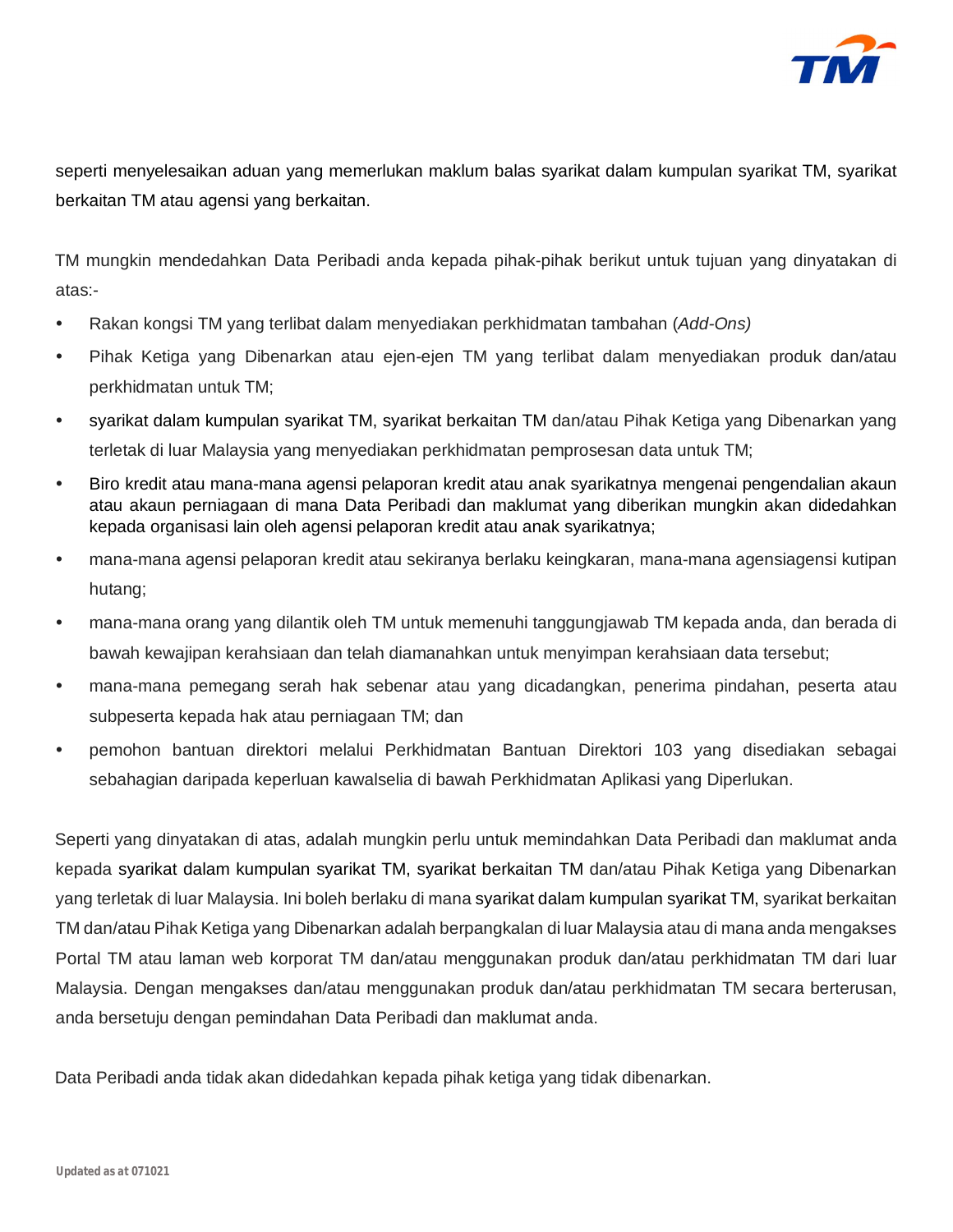seperti menyelesaikan aduan yang memerlukan maklum balas syarikat dalam kumpulan syarikat TM, syarikat berkaitan TM atau agensi yang berkaitan.

TM mungkin mendedahkan Data Peribadi anda kepada pihak-pihak berikut untuk tujuan yang dinyatakan di atas:-

- Rakan kongsi TM yang terlibat dalam menyediakan perkhidmatan tambahan (*Add-Ons)*
- Pihak Ketiga yang Dibenarkan atau ejen-ejen TM yang terlibat dalam menyediakan produk dan/atau perkhidmatan untuk TM;
- syarikat dalam kumpulan syarikat TM, syarikat berkaitan TM dan/atau Pihak Ketiga yang Dibenarkan yang terletak di luar Malaysia yang menyediakan perkhidmatan pemprosesan data untuk TM;
- Biro kredit atau mana-mana agensi pelaporan kredit atau anak syarikatnya mengenai pengendalian akaun atau akaun perniagaan di mana Data Peribadi dan maklumat yang diberikan mungkin akan didedahkan kepada organisasi lain oleh agensi pelaporan kredit atau anak syarikatnya;
- mana-mana agensi pelaporan kredit atau sekiranya berlaku keingkaran, mana-mana agensiagensi kutipan hutang;
- mana-mana orang yang dilantik oleh TM untuk memenuhi tanggungjawab TM kepada anda, dan berada di bawah kewajipan kerahsiaan dan telah diamanahkan untuk menyimpan kerahsiaan data tersebut;
- mana-mana pemegang serah hak sebenar atau yang dicadangkan, penerima pindahan, peserta atau subpeserta kepada hak atau perniagaan TM; dan
- pemohon bantuan direktori melalui Perkhidmatan Bantuan Direktori 103 yang disediakan sebagai sebahagian daripada keperluan kawalselia di bawah Perkhidmatan Aplikasi yang Diperlukan.

Seperti yang dinyatakan di atas, adalah mungkin perlu untuk memindahkan Data Peribadi dan maklumat anda kepada syarikat dalam kumpulan syarikat TM, syarikat berkaitan TM dan/atau Pihak Ketiga yang Dibenarkan yang terletak di luar Malaysia. Ini boleh berlaku di mana syarikat dalam kumpulan syarikat TM, syarikat berkaitan TM dan/atau Pihak Ketiga yang Dibenarkan adalah berpangkalan di luar Malaysia atau di mana anda mengakses Portal TM atau laman web korporat TM dan/atau menggunakan produk dan/atau perkhidmatan TM dari luar Malaysia. Dengan mengakses dan/atau menggunakan produk dan/atau perkhidmatan TM secara berterusan, anda bersetuju dengan pemindahan Data Peribadi dan maklumat anda.

Data Peribadi anda tidak akan didedahkan kepada pihak ketiga yang tidak dibenarkan.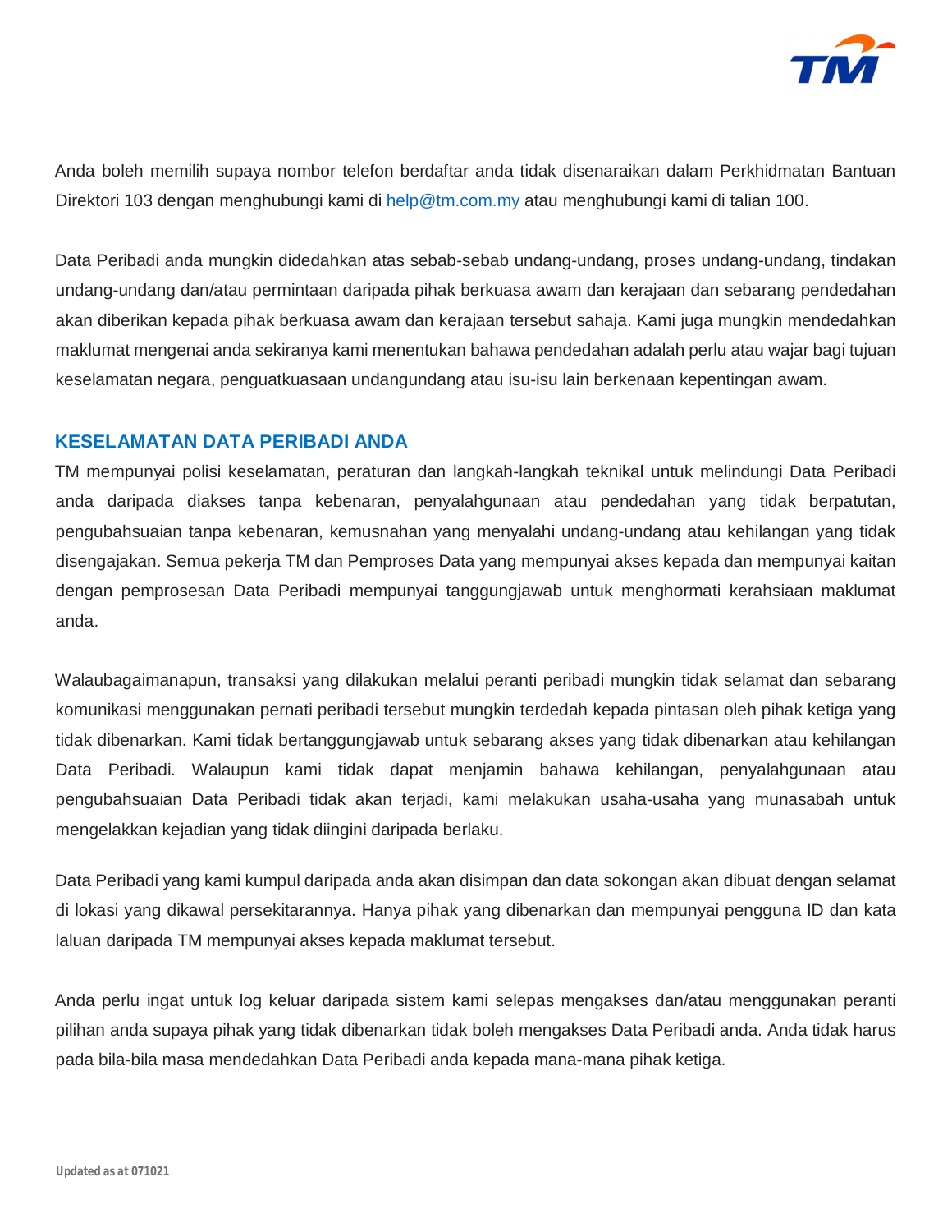Anda boleh memilih supaya nombor telefon berdaftar anda tidak disenaraikan dalam Perkhidmatan Bantuan Direktori 103 dengan menghubungi kami di help@tm.com.my atau menghubungi kami di talian 100.

Data Peribadi anda mungkin didedahkan atas sebab-sebab undang-undang, proses undang-undang, tindakan undang-undang dan/atau permintaan daripada pihak berkuasa awam dan kerajaan dan sebarang pendedahan akan diberikan kepada pihak berkuasa awam dan kerajaan tersebut sahaja. Kami juga mungkin mendedahkan maklumat mengenai anda sekiranya kami menentukan bahawa pendedahan adalah perlu atau wajar bagi tujuan keselamatan negara, penguatkuasaan undangundang atau isu-isu lain berkenaan kepentingan awam.

## KESELAMATAN DATA PERIBADI ANDA

TM mempunyai polisi keselamatan, peraturan dan langkah-langkah teknikal untuk melindungi Data Peribadi anda daripada diakses tanpa kebenaran, penyalahgunaan atau pendedahan yang tidak berpatutan, pengubahsuaian tanpa kebenaran, kemusnahan yang menyalahi undang-undang atau kehilangan yang tidak disengajakan. Semua pekerja TM dan Pemproses Data yang mempunyai akses kepada dan mempunyai kaitan dengan pemprosesan Data Peribadi mempunyai tanggungjawab untuk menghormati kerahsiaan maklumat anda.

Walaubagaimanapun, transaksi yang dilakukan melalui peranti peribadi mungkin tidak selamat dan sebarang komunikasi menggunakan pernati peribadi tersebut mungkin terdedah kepada pintasan oleh pihak ketiga yang tidak dibenarkan. Kami tidak bertanggungjawab untuk sebarang akses yang tidak dibenarkan atau kehilangan Data Peribadi. Walaupun kami tidak dapat menjamin bahawa kehilangan, penyalahgunaan atau pengubahsuaian Data Peribadi tidak akan terjadi, kami melakukan usaha-usaha yang munasabah untuk mengelakkan kejadian yang tidak diingini daripada berlaku.

Data Peribadi yang kami kumpul daripada anda akan disimpan dan data sokongan akan dibuat dengan selamat di lokasi yang dikawal persekitarannya. Hanya pihak yang dibenarkan dan mempunyai pengguna ID dan kata laluan daripada TM mempunyai akses kepada maklumat tersebut.

Anda perlu ingat untuk log keluar daripada sistem kami selepas mengakses dan/atau menggunakan peranti pilihan anda supaya pihak yang tidak dibenarkan tidak boleh mengakses Data Peribadi anda. Anda tidak harus pada bila-bila masa mendedahkan Data Peribadi anda kepada mana-mana pihak ketiga.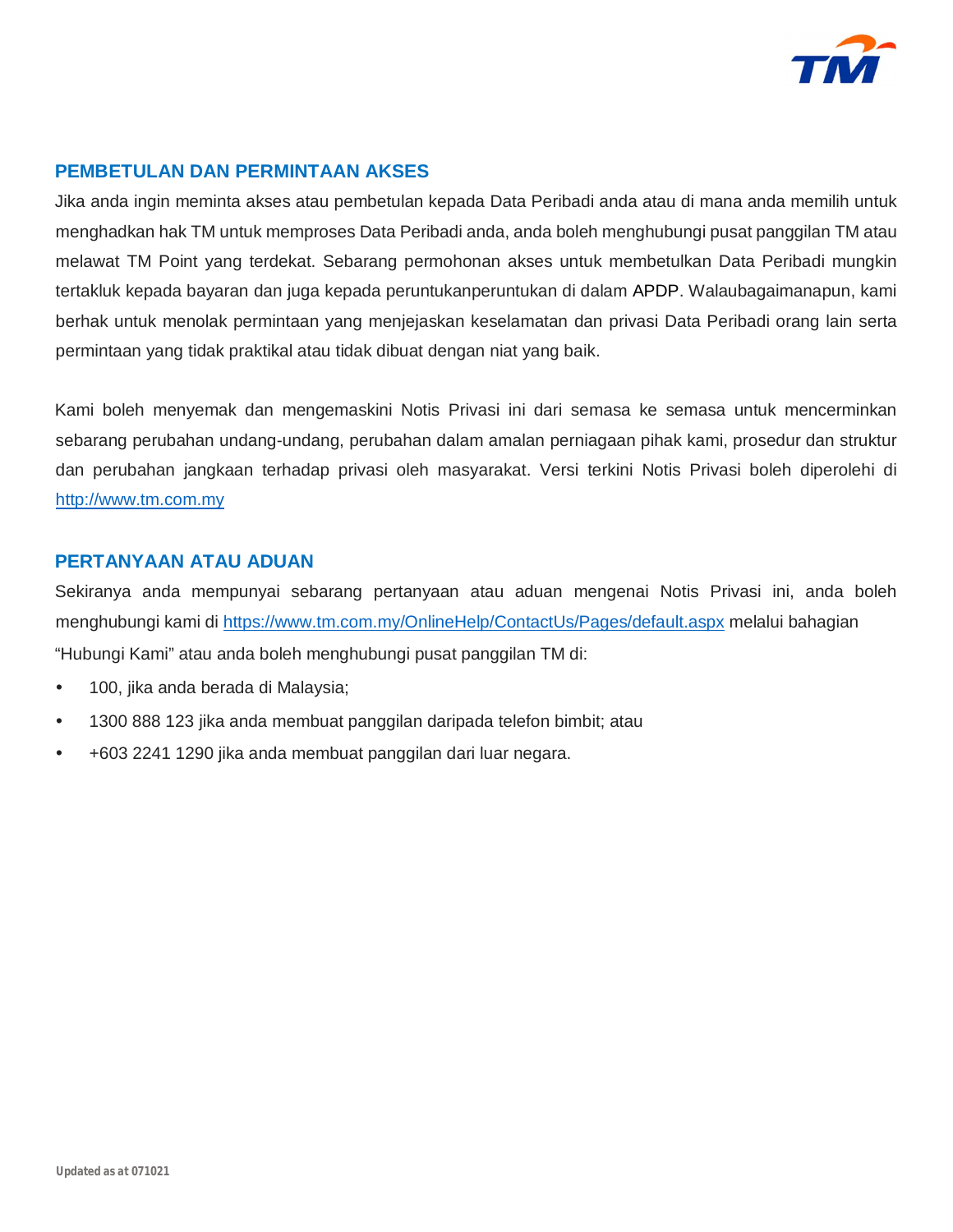## PEMBETULAN DAN PERMINTAAN AKSES

Jika anda ingin meminta akses atau pembetulan kepada Data Peribadi anda atau di mana anda memilih untuk menghadkan hak TM untuk memproses Data Peribadi anda, anda boleh menghubungi pusat panggilan TM atau melawat TM Point yang terdekat. Sebarang permohonan akses untuk membetulkan Data Peribadi mungkin tertakluk kepada bayaran dan juga kepada peruntukanperuntukan di dalam APDP. Walaubagaimanapun, kami berhak untuk menolak permintaan yang menjejaskan keselamatan dan privasi Data Peribadi orang lain serta permintaan yang tidak praktikal atau tidak dibuat dengan niat yang baik.

Kami boleh menyemak dan mengemaskini Notis Privasi ini dari semasa ke semasa untuk mencerminkan sebarang perubahan undang-undang, perubahan dalam amalan perniagaan pihak kami, prosedur dan struktur dan perubahan jangkaan terhadap privasi oleh masyarakat. Versi terkini Notis Privasi boleh diperolehi di [http://www.tm.com.my](http://www.tm.com.my)

## PERTANYAAN ATAU ADUAN

Sekiranya anda mempunyai sebarang pertanyaan atau aduan mengenai Notis Privasi ini, anda boleh menghubungi kami di [https://www.tm.com.my/OnlineHelp/ContactUs/Pages/default.aspx](https://www.tm.com.my/OnlineHelp/ContactUs/Pages/default.aspx) melalui bahagian "Hubungi Kami" atau anda boleh menghubungi pusat panggilan TM di:

- 100, jika anda berada di Malaysia;
- 1300 888 123 jika anda membuat panggilan daripada telefon bimbit; atau
- +603 2241 1290 jika anda membuat panggilan dari luar negara.

Updated as at 071021